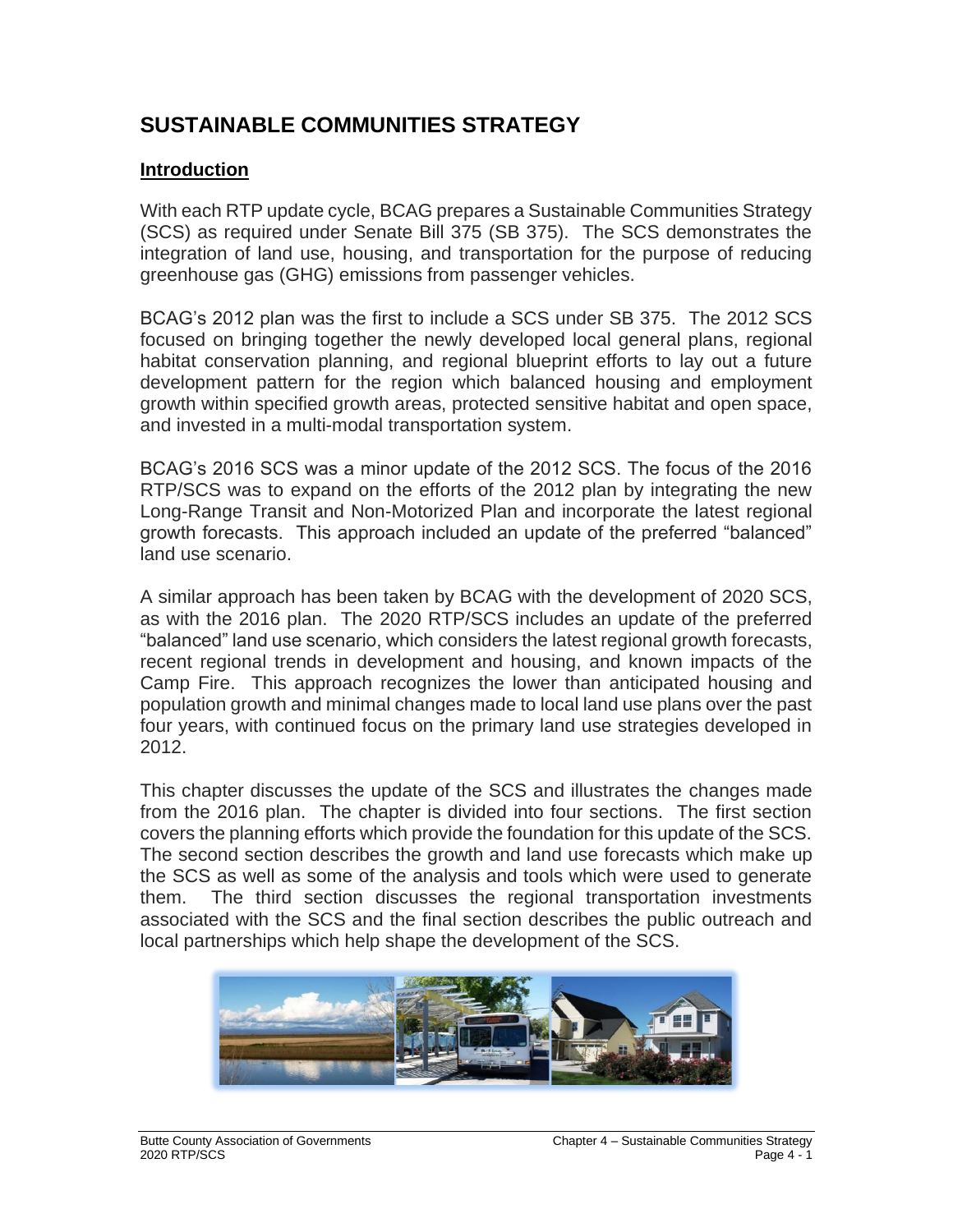# SUSTAINABLE COMMUNITIES STRATEGY

## Introduction

With each RTP update cycle, BCAG prepares a Sustainable Communities Strategy (SCS) as required under Senate Bill 375 (SB 375). The SCS demonstrates the integration of land use, housing, and transportation for the purpose of reducing greenhouse gas (GHG) emissions from passenger vehicles.

BCAG's 2012 plan was the first to include a SCS under SB 375. The 2012 SCS focused on bringing together the newly developed local general plans, regional habitat conservation planning, and regional blueprint efforts to lay out a future development pattern for the region which balanced housing and employment growth within specified growth areas, protected sensitive habitat and open space, and invested in a multi-modal transportation system.

BCAG's 2016 SCS was a minor update of the 2012 SCS. The focus of the 2016 RTP/SCS was to expand on the efforts of the 2012 plan by integrating the new Long-Range Transit and Non-Motorized Plan and incorporate the latest regional growth forecasts. This approach included an update of the preferred "balanced" land use scenario.

A similar approach has been taken by BCAG with the development of 2020 SCS, as with the 2016 plan. The 2020 RTP/SCS includes an update of the preferred "balanced" land use scenario, which considers the latest regional growth forecasts, recent regional trends in development and housing, and known impacts of the Camp Fire. This approach recognizes the lower than anticipated housing and population growth and minimal changes made to local land use plans over the past four years, with continued focus on the primary land use strategies developed in 2012.

This chapter discusses the update of the SCS and illustrates the changes made from the 2016 plan. The chapter is divided into four sections. The first section covers the planning efforts which provide the foundation for this update of the SCS. The second section describes the growth and land use forecasts which make up the SCS as well as some of the analysis and tools which were used to generate them. The third section discusses the regional transportation investments associated with the SCS and the final section describes the public outreach and local partnerships which help shape the development of the SCS.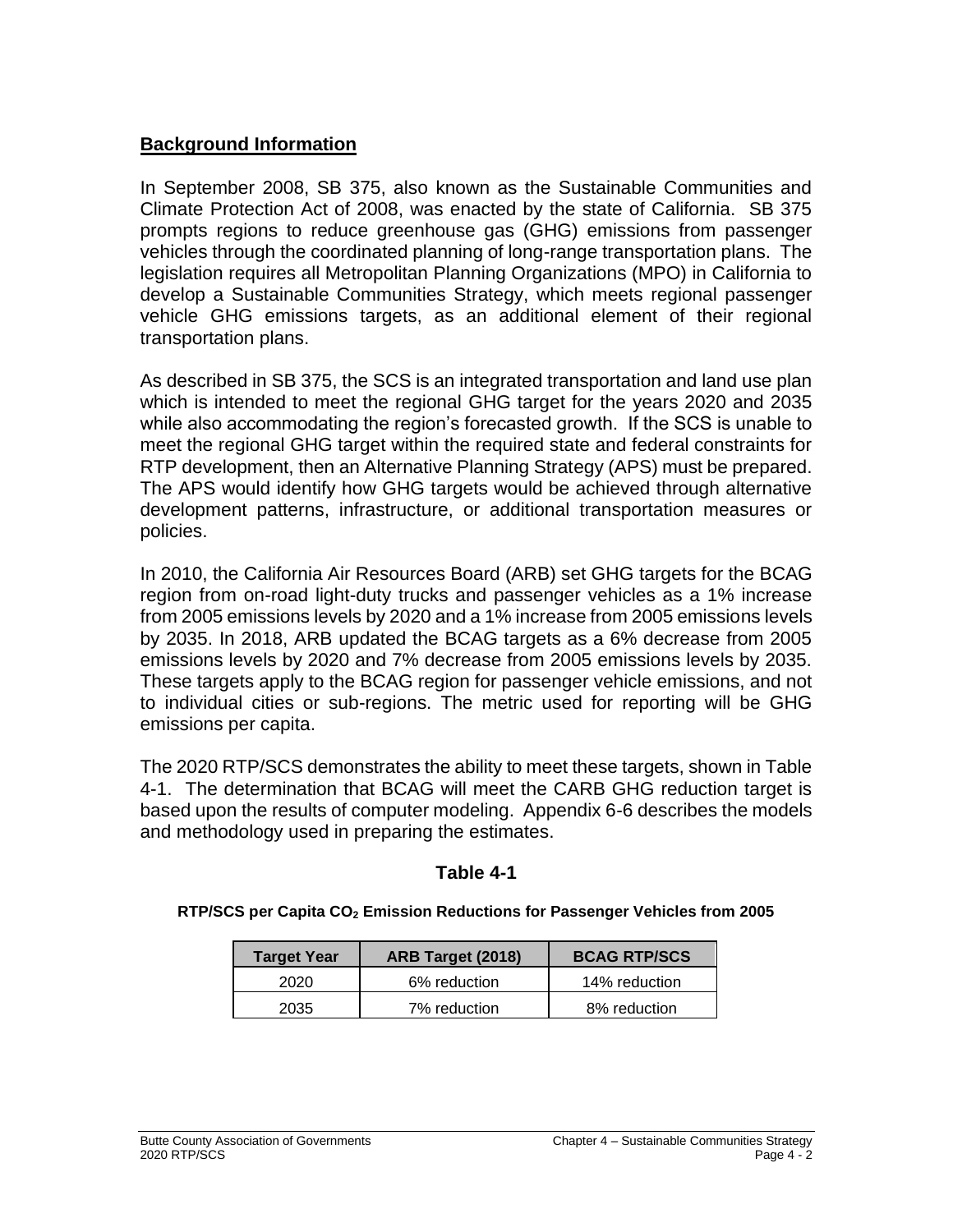## Background Information

In September 2008, SB 375, also known as the Sustainable Communities and Climate Protection Act of 2008, was enacted by the state of California. SB 375 prompts regions to reduce greenhouse gas (GHG) emissions from passenger vehicles through the coordinated planning of long-range transportation plans. The legislation requires all Metropolitan Planning Organizations (MPO) in California to develop a Sustainable Communities Strategy, which meets regional passenger vehicle GHG emissions targets, as an additional element of their regional transportation plans.

As described in SB 375, the SCS is an integrated transportation and land use plan which is intended to meet the regional GHG target for the years 2020 and 2035 while also accommodating the region's forecasted growth. If the SCS is unable to meet the regional GHG target within the required state and federal constraints for RTP development, then an Alternative Planning Strategy (APS) must be prepared. The APS would identify how GHG targets would be achieved through alternative development patterns, infrastructure, or additional transportation measures or policies.

In 2010, the California Air Resources Board (ARB) set GHG targets for the BCAG region from on-road light-duty trucks and passenger vehicles as a 1% increase from 2005 emissions levels by 2020 and a 1% increase from 2005 emissions levels by 2035. In 2018, ARB updated the BCAG targets as a 6% decrease from 2005 emissions levels by 2020 and 7% decrease from 2005 emissions levels by 2035. These targets apply to the BCAG region for passenger vehicle emissions, and not to individual cities or sub-regions. The metric used for reporting will be GHG emissions per capita.

The 2020 RTP/SCS demonstrates the ability to meet these targets, shown in Table 4-1. The determination that BCAG will meet the CARB GHG reduction target is based upon the results of computer modeling. Appendix 6-6 describes the models and methodology used in preparing the estimates.

**Table 4-1**

**RTP/SCS per Capita $CO_2$ Emission Reductions for Passenger Vehicles from 2005**

| Target Year | ARB Target (2018) | BCAG RTP/SCS |
|---|---|---|
| 2020 | 6% reduction | 14% reduction |
| 2035 | 7% reduction | 8% reduction |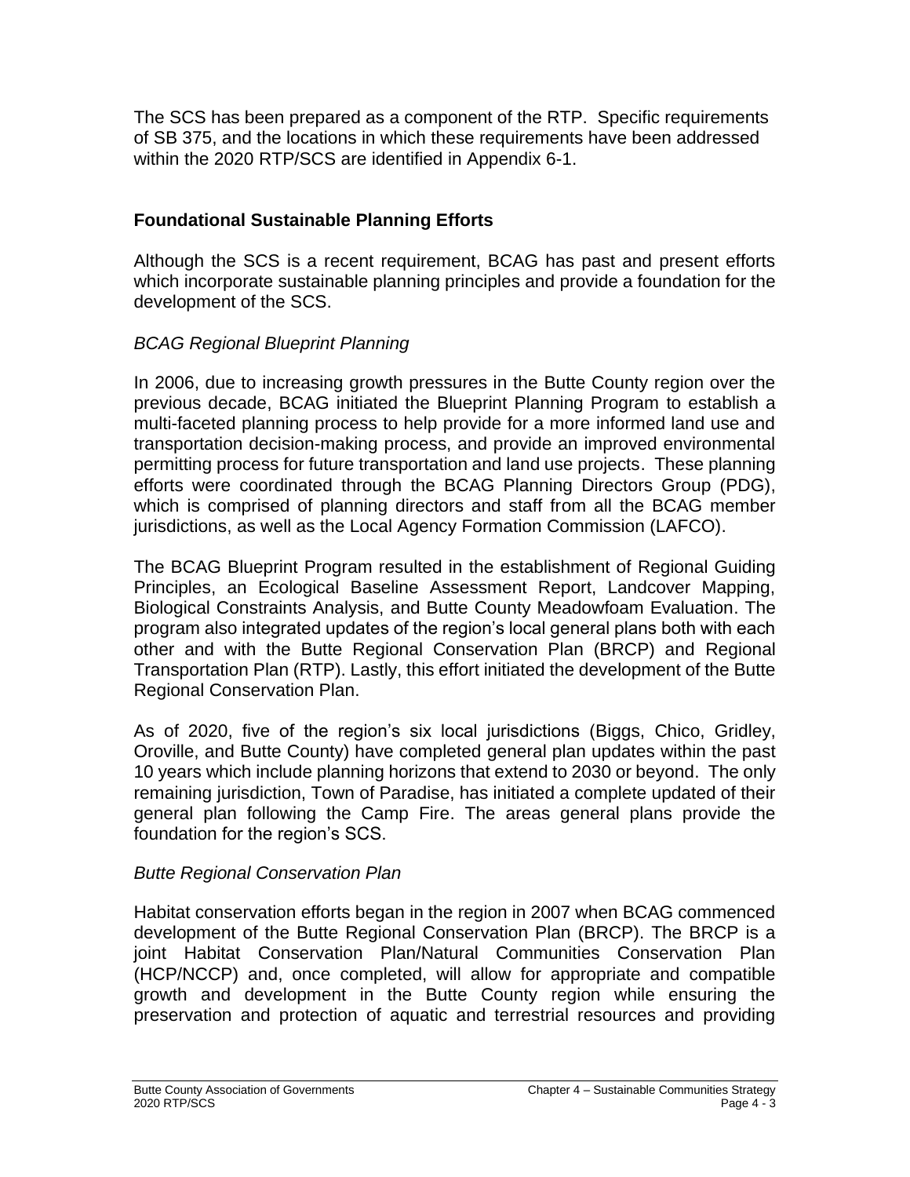The SCS has been prepared as a component of the RTP. Specific requirements of SB 375, and the locations in which these requirements have been addressed within the 2020 RTP/SCS are identified in Appendix 6-1.

## Foundational Sustainable Planning Efforts

Although the SCS is a recent requirement, BCAG has past and present efforts which incorporate sustainable planning principles and provide a foundation for the development of the SCS.

### *BCAG Regional Blueprint Planning*

In 2006, due to increasing growth pressures in the Butte County region over the previous decade, BCAG initiated the Blueprint Planning Program to establish a multi-faceted planning process to help provide for a more informed land use and transportation decision-making process, and provide an improved environmental permitting process for future transportation and land use projects. These planning efforts were coordinated through the BCAG Planning Directors Group (PDG), which is comprised of planning directors and staff from all the BCAG member jurisdictions, as well as the Local Agency Formation Commission (LAFCO).

The BCAG Blueprint Program resulted in the establishment of Regional Guiding Principles, an Ecological Baseline Assessment Report, Landcover Mapping, Biological Constraints Analysis, and Butte County Meadowfoam Evaluation. The program also integrated updates of the region's local general plans both with each other and with the Butte Regional Conservation Plan (BRCP) and Regional Transportation Plan (RTP). Lastly, this effort initiated the development of the Butte Regional Conservation Plan.

As of 2020, five of the region's six local jurisdictions (Biggs, Chico, Gridley, Oroville, and Butte County) have completed general plan updates within the past 10 years which include planning horizons that extend to 2030 or beyond. The only remaining jurisdiction, Town of Paradise, has initiated a complete updated of their general plan following the Camp Fire. The areas general plans provide the foundation for the region's SCS.

### *Butte Regional Conservation Plan*

Habitat conservation efforts began in the region in 2007 when BCAG commenced development of the Butte Regional Conservation Plan (BRCP). The BRCP is a joint Habitat Conservation Plan/Natural Communities Conservation Plan (HCP/NCCP) and, once completed, will allow for appropriate and compatible growth and development in the Butte County region while ensuring the preservation and protection of aquatic and terrestrial resources and providing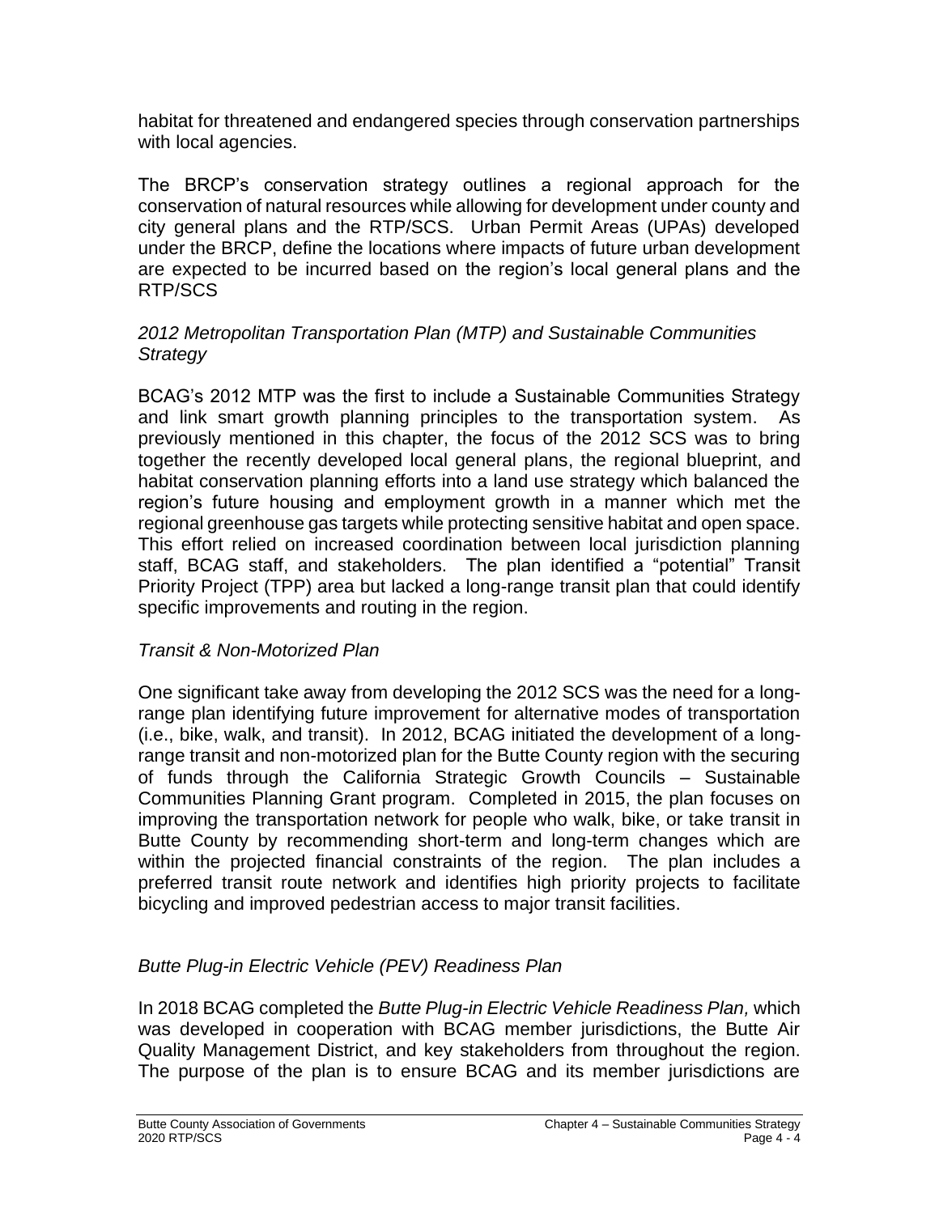habitat for threatened and endangered species through conservation partnerships with local agencies.

The BRCP's conservation strategy outlines a regional approach for the conservation of natural resources while allowing for development under county and city general plans and the RTP/SCS. Urban Permit Areas (UPAs) developed under the BRCP, define the locations where impacts of future urban development are expected to be incurred based on the region's local general plans and the RTP/SCS

### *2012 Metropolitan Transportation Plan (MTP) and Sustainable Communities Strategy*

BCAG's 2012 MTP was the first to include a Sustainable Communities Strategy and link smart growth planning principles to the transportation system. As previously mentioned in this chapter, the focus of the 2012 SCS was to bring together the recently developed local general plans, the regional blueprint, and habitat conservation planning efforts into a land use strategy which balanced the region's future housing and employment growth in a manner which met the regional greenhouse gas targets while protecting sensitive habitat and open space. This effort relied on increased coordination between local jurisdiction planning staff, BCAG staff, and stakeholders. The plan identified a "potential" Transit Priority Project (TPP) area but lacked a long-range transit plan that could identify specific improvements and routing in the region.

### *Transit & Non-Motorized Plan*

One significant take away from developing the 2012 SCS was the need for a long-range plan identifying future improvement for alternative modes of transportation (i.e., bike, walk, and transit). In 2012, BCAG initiated the development of a long-range transit and non-motorized plan for the Butte County region with the securing of funds through the California Strategic Growth Councils – Sustainable Communities Planning Grant program. Completed in 2015, the plan focuses on improving the transportation network for people who walk, bike, or take transit in Butte County by recommending short-term and long-term changes which are within the projected financial constraints of the region. The plan includes a preferred transit route network and identifies high priority projects to facilitate bicycling and improved pedestrian access to major transit facilities.

### *Butte Plug-in Electric Vehicle (PEV) Readiness Plan*

In 2018 BCAG completed the *Butte Plug-in Electric Vehicle Readiness Plan,* which was developed in cooperation with BCAG member jurisdictions, the Butte Air Quality Management District, and key stakeholders from throughout the region. The purpose of the plan is to ensure BCAG and its member jurisdictions are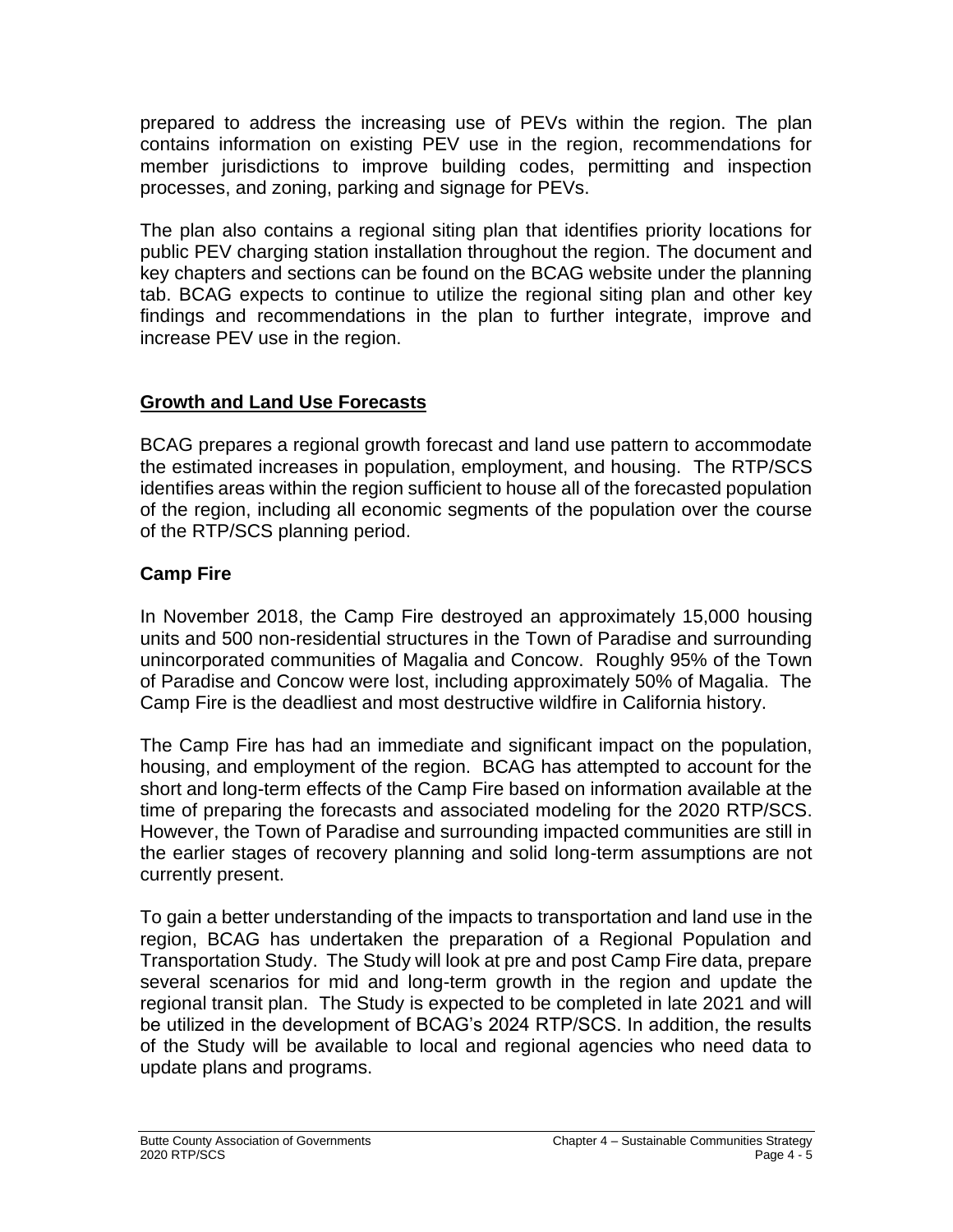prepared to address the increasing use of PEVs within the region. The plan contains information on existing PEV use in the region, recommendations for member jurisdictions to improve building codes, permitting and inspection processes, and zoning, parking and signage for PEVs.

The plan also contains a regional siting plan that identifies priority locations for public PEV charging station installation throughout the region. The document and key chapters and sections can be found on the BCAG website under the planning tab. BCAG expects to continue to utilize the regional siting plan and other key findings and recommendations in the plan to further integrate, improve and increase PEV use in the region.

## <u>Growth and Land Use Forecasts</u>

BCAG prepares a regional growth forecast and land use pattern to accommodate the estimated increases in population, employment, and housing. The RTP/SCS identifies areas within the region sufficient to house all of the forecasted population of the region, including all economic segments of the population over the course of the RTP/SCS planning period.

### Camp Fire

In November 2018, the Camp Fire destroyed an approximately 15,000 housing units and 500 non-residential structures in the Town of Paradise and surrounding unincorporated communities of Magalia and Concow. Roughly 95% of the Town of Paradise and Concow were lost, including approximately 50% of Magalia. The Camp Fire is the deadliest and most destructive wildfire in California history.

The Camp Fire has had an immediate and significant impact on the population, housing, and employment of the region. BCAG has attempted to account for the short and long-term effects of the Camp Fire based on information available at the time of preparing the forecasts and associated modeling for the 2020 RTP/SCS. However, the Town of Paradise and surrounding impacted communities are still in the earlier stages of recovery planning and solid long-term assumptions are not currently present.

To gain a better understanding of the impacts to transportation and land use in the region, BCAG has undertaken the preparation of a Regional Population and Transportation Study. The Study will look at pre and post Camp Fire data, prepare several scenarios for mid and long-term growth in the region and update the regional transit plan. The Study is expected to be completed in late 2021 and will be utilized in the development of BCAG's 2024 RTP/SCS. In addition, the results of the Study will be available to local and regional agencies who need data to update plans and programs.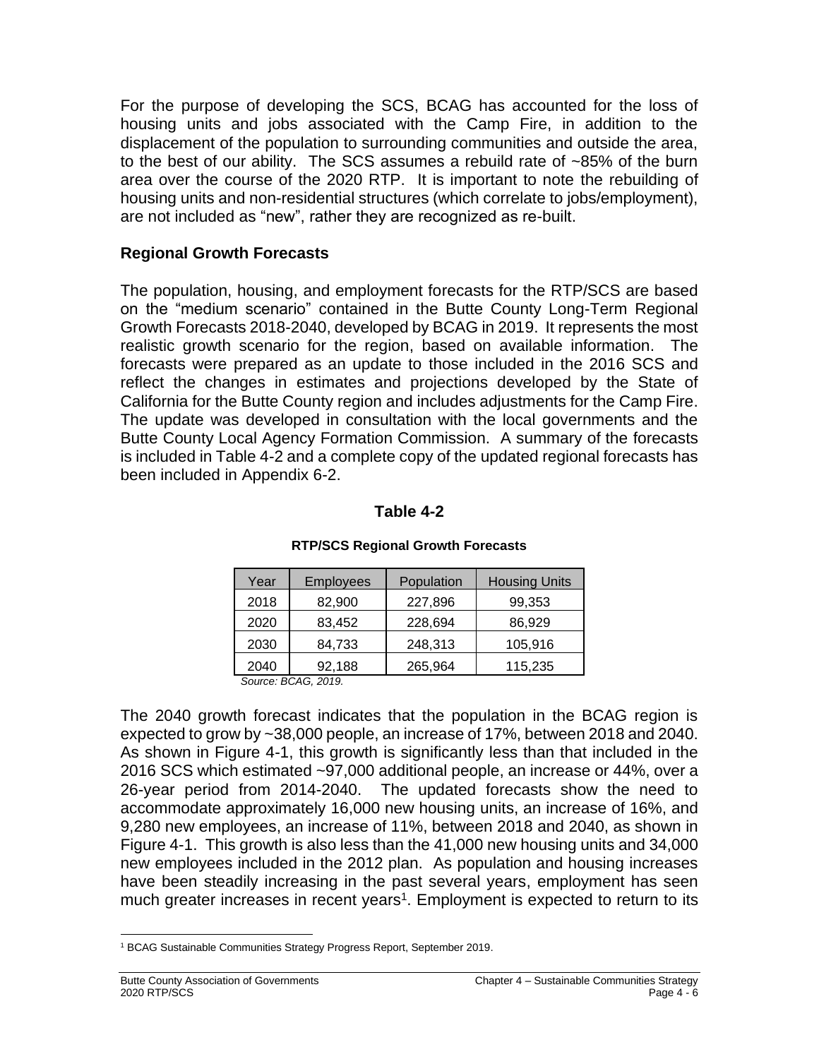For the purpose of developing the SCS, BCAG has accounted for the loss of housing units and jobs associated with the Camp Fire, in addition to the displacement of the population to surrounding communities and outside the area, to the best of our ability. The SCS assumes a rebuild rate of ~85% of the burn area over the course of the 2020 RTP. It is important to note the rebuilding of housing units and non-residential structures (which correlate to jobs/employment), are not included as "new", rather they are recognized as re-built.

### Regional Growth Forecasts

The population, housing, and employment forecasts for the RTP/SCS are based on the "medium scenario" contained in the Butte County Long-Term Regional Growth Forecasts 2018-2040, developed by BCAG in 2019. It represents the most realistic growth scenario for the region, based on available information. The forecasts were prepared as an update to those included in the 2016 SCS and reflect the changes in estimates and projections developed by the State of California for the Butte County region and includes adjustments for the Camp Fire. The update was developed in consultation with the local governments and the Butte County Local Agency Formation Commission. A summary of the forecasts is included in Table 4-2 and a complete copy of the updated regional forecasts has been included in Appendix 6-2.

**Table 4-2**

**RTP/SCS Regional Growth Forecasts**

| Year | Employees | Population | Housing Units |
|---|---|---|---|
| 2018 | 82,900 | 227,896 | 99,353 |
| 2020 | 83,452 | 228,694 | 86,929 |
| 2030 | 84,733 | 248,313 | 105,916 |
| 2040 | 92,188 | 265,964 | 115,235 |

*Source: BCAG, 2019.*

The 2040 growth forecast indicates that the population in the BCAG region is expected to grow by ~38,000 people, an increase of 17%, between 2018 and 2040. As shown in Figure 4-1, this growth is significantly less than that included in the 2016 SCS which estimated ~97,000 additional people, an increase or 44%, over a 26-year period from 2014-2040. The updated forecasts show the need to accommodate approximately 16,000 new housing units, an increase of 16%, and 9,280 new employees, an increase of 11%, between 2018 and 2040, as shown in Figure 4-1. This growth is also less than the 41,000 new housing units and 34,000 new employees included in the 2012 plan. As population and housing increases have been steadily increasing in the past several years, employment has seen much greater increases in recent years[1]. Employment is expected to return to its

[1] BCAG Sustainable Communities Strategy Progress Report, September 2019.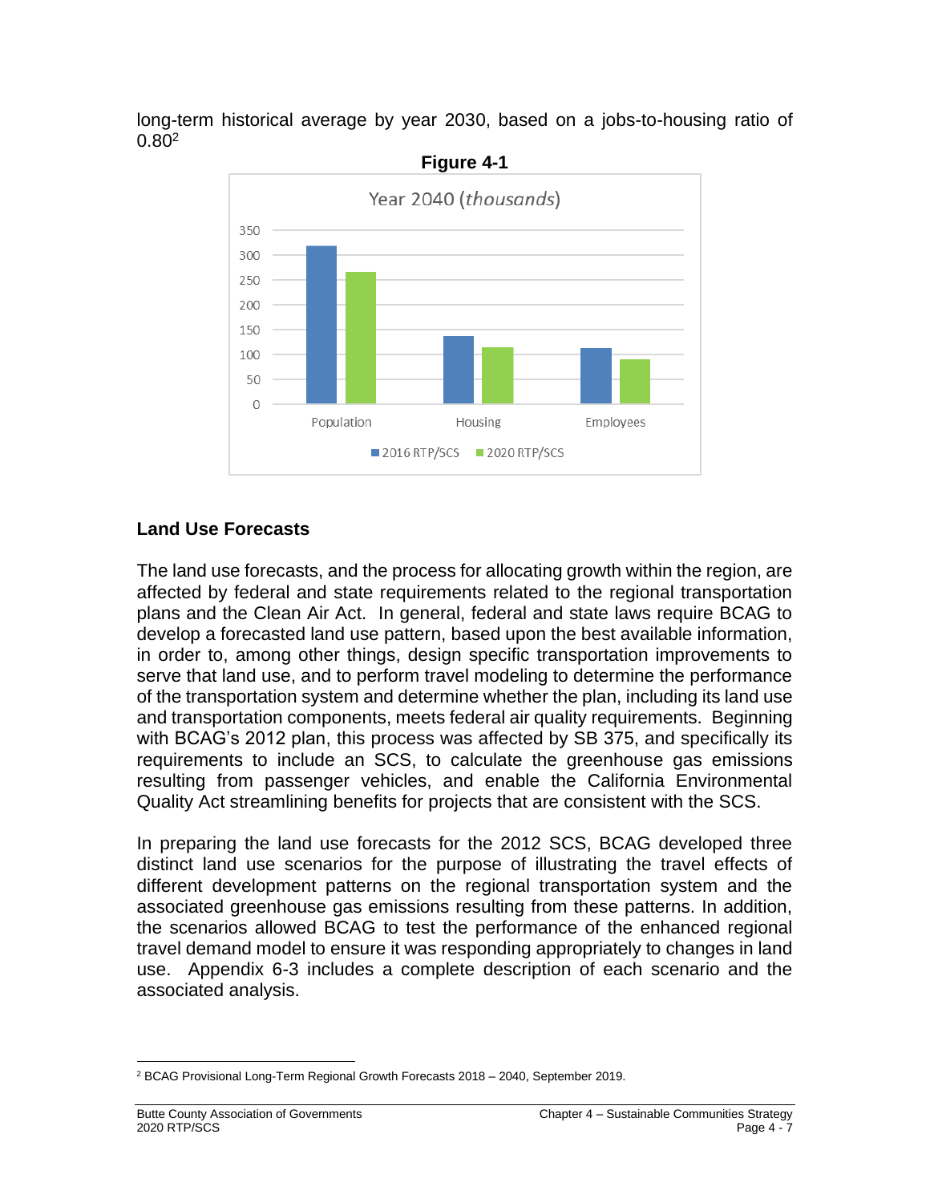long-term historical average by year 2030, based on a jobs-to-housing ratio of 0.80[2]

**Figure 4-1**

## Land Use Forecasts

The land use forecasts, and the process for allocating growth within the region, are affected by federal and state requirements related to the regional transportation plans and the Clean Air Act. In general, federal and state laws require BCAG to develop a forecasted land use pattern, based upon the best available information, in order to, among other things, design specific transportation improvements to serve that land use, and to perform travel modeling to determine the performance of the transportation system and determine whether the plan, including its land use and transportation components, meets federal air quality requirements. Beginning with BCAG's 2012 plan, this process was affected by SB 375, and specifically its requirements to include an SCS, to calculate the greenhouse gas emissions resulting from passenger vehicles, and enable the California Environmental Quality Act streamlining benefits for projects that are consistent with the SCS.

In preparing the land use forecasts for the 2012 SCS, BCAG developed three distinct land use scenarios for the purpose of illustrating the travel effects of different development patterns on the regional transportation system and the associated greenhouse gas emissions resulting from these patterns. In addition, the scenarios allowed BCAG to test the performance of the enhanced regional travel demand model to ensure it was responding appropriately to changes in land use. Appendix 6-3 includes a complete description of each scenario and the associated analysis.

---

[2] BCAG Provisional Long-Term Regional Growth Forecasts 2018 – 2040, September 2019.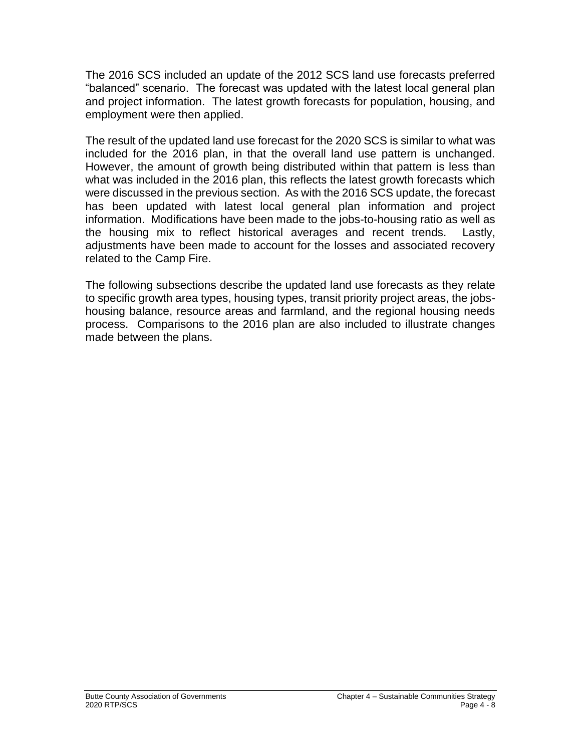The 2016 SCS included an update of the 2012 SCS land use forecasts preferred "balanced" scenario. The forecast was updated with the latest local general plan and project information. The latest growth forecasts for population, housing, and employment were then applied.

The result of the updated land use forecast for the 2020 SCS is similar to what was included for the 2016 plan, in that the overall land use pattern is unchanged. However, the amount of growth being distributed within that pattern is less than what was included in the 2016 plan, this reflects the latest growth forecasts which were discussed in the previous section. As with the 2016 SCS update, the forecast has been updated with latest local general plan information and project information. Modifications have been made to the jobs-to-housing ratio as well as the housing mix to reflect historical averages and recent trends. Lastly, adjustments have been made to account for the losses and associated recovery related to the Camp Fire.

The following subsections describe the updated land use forecasts as they relate to specific growth area types, housing types, transit priority project areas, the jobs-housing balance, resource areas and farmland, and the regional housing needs process. Comparisons to the 2016 plan are also included to illustrate changes made between the plans.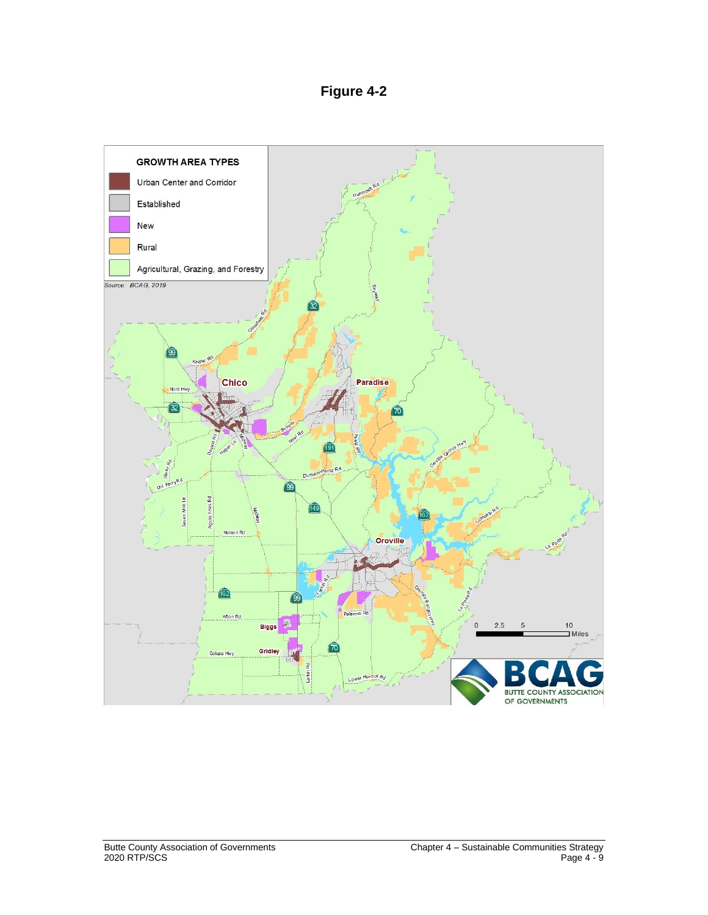# Figure 4-2

**GROWTH AREA TYPES**

- Urban Center and Corridor
- Established
- New
- Rural
- Agricultural, Grazing, and Forestry

*Source: BCAG, 2019*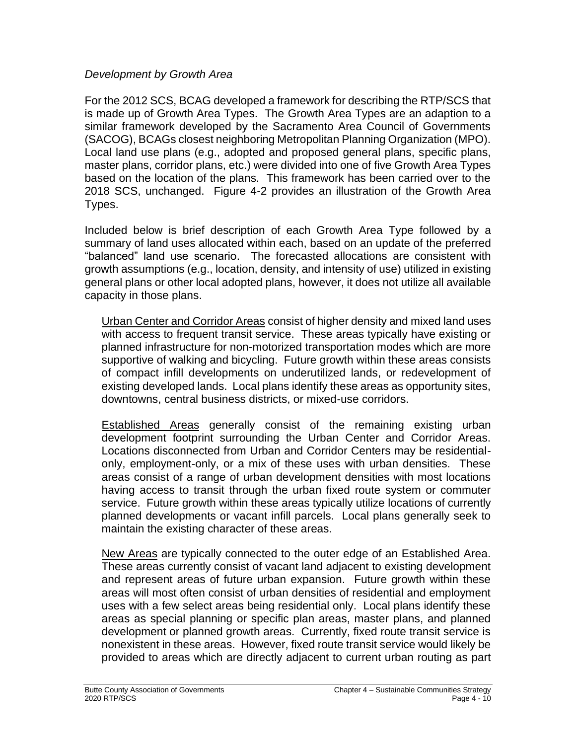*Development by Growth Area*

For the 2012 SCS, BCAG developed a framework for describing the RTP/SCS that is made up of Growth Area Types. The Growth Area Types are an adaption to a similar framework developed by the Sacramento Area Council of Governments (SACOG), BCAGs closest neighboring Metropolitan Planning Organization (MPO). Local land use plans (e.g., adopted and proposed general plans, specific plans, master plans, corridor plans, etc.) were divided into one of five Growth Area Types based on the location of the plans. This framework has been carried over to the 2018 SCS, unchanged. Figure 4-2 provides an illustration of the Growth Area Types.

Included below is brief description of each Growth Area Type followed by a summary of land uses allocated within each, based on an update of the preferred "balanced" land use scenario. The forecasted allocations are consistent with growth assumptions (e.g., location, density, and intensity of use) utilized in existing general plans or other local adopted plans, however, it does not utilize all available capacity in those plans.

<u>Urban Center and Corridor Areas</u> consist of higher density and mixed land uses with access to frequent transit service. These areas typically have existing or planned infrastructure for non-motorized transportation modes which are more supportive of walking and bicycling. Future growth within these areas consists of compact infill developments on underutilized lands, or redevelopment of existing developed lands. Local plans identify these areas as opportunity sites, downtowns, central business districts, or mixed-use corridors.

<u>Established Areas</u> generally consist of the remaining existing urban development footprint surrounding the Urban Center and Corridor Areas. Locations disconnected from Urban and Corridor Centers may be residential-only, employment-only, or a mix of these uses with urban densities. These areas consist of a range of urban development densities with most locations having access to transit through the urban fixed route system or commuter service. Future growth within these areas typically utilize locations of currently planned developments or vacant infill parcels. Local plans generally seek to maintain the existing character of these areas.

<u>New Areas</u> are typically connected to the outer edge of an Established Area. These areas currently consist of vacant land adjacent to existing development and represent areas of future urban expansion. Future growth within these areas will most often consist of urban densities of residential and employment uses with a few select areas being residential only. Local plans identify these areas as special planning or specific plan areas, master plans, and planned development or planned growth areas. Currently, fixed route transit service is nonexistent in these areas. However, fixed route transit service would likely be provided to areas which are directly adjacent to current urban routing as part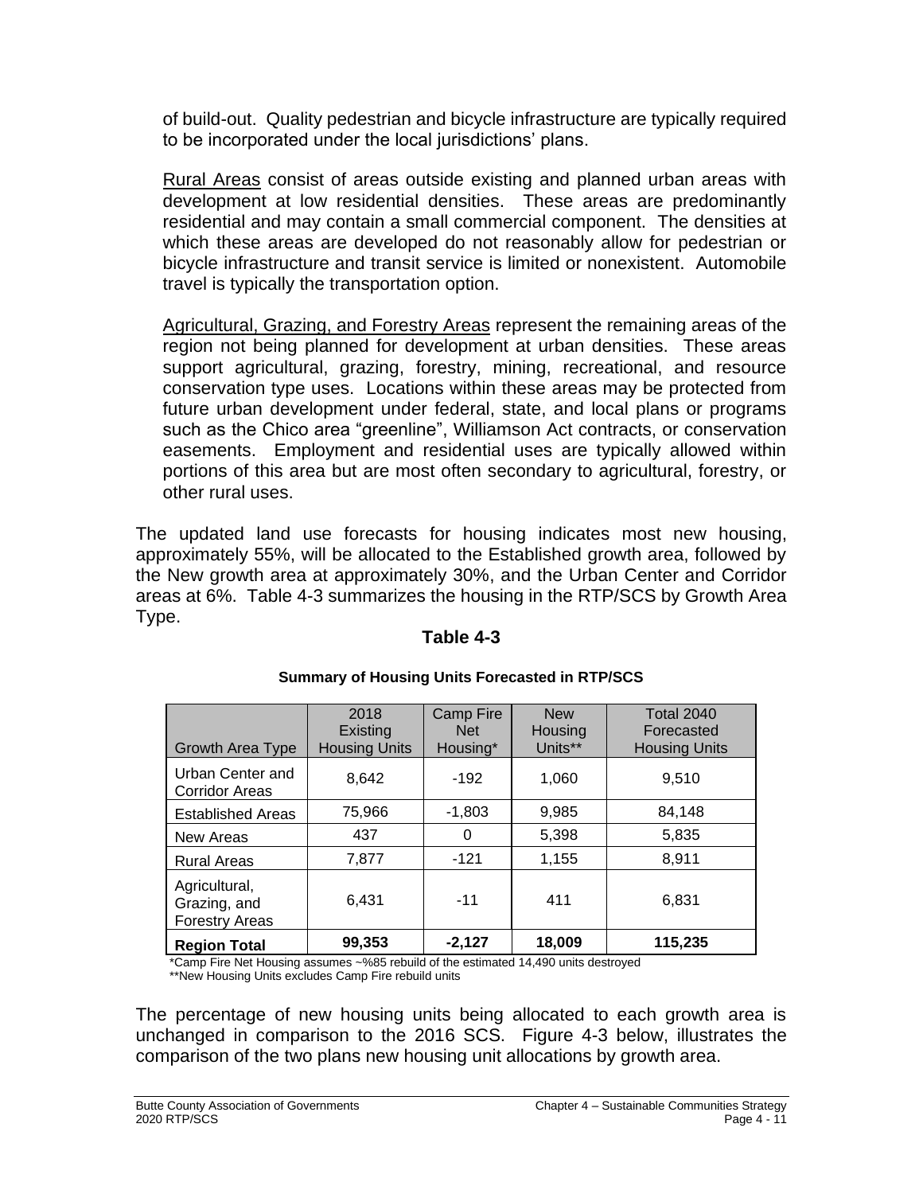of build-out. Quality pedestrian and bicycle infrastructure are typically required to be incorporated under the local jurisdictions' plans.

Rural Areas consist of areas outside existing and planned urban areas with development at low residential densities. These areas are predominantly residential and may contain a small commercial component. The densities at which these areas are developed do not reasonably allow for pedestrian or bicycle infrastructure and transit service is limited or nonexistent. Automobile travel is typically the transportation option.

Agricultural, Grazing, and Forestry Areas represent the remaining areas of the region not being planned for development at urban densities. These areas support agricultural, grazing, forestry, mining, recreational, and resource conservation type uses. Locations within these areas may be protected from future urban development under federal, state, and local plans or programs such as the Chico area "greenline", Williamson Act contracts, or conservation easements. Employment and residential uses are typically allowed within portions of this area but are most often secondary to agricultural, forestry, or other rural uses.

The updated land use forecasts for housing indicates most new housing, approximately 55%, will be allocated to the Established growth area, followed by the New growth area at approximately 30%, and the Urban Center and Corridor areas at 6%. Table 4-3 summarizes the housing in the RTP/SCS by Growth Area Type.

**Table 4-3**

**Summary of Housing Units Forecasted in RTP/SCS**

| Growth Area Type | 2018 Existing Housing Units | Camp Fire Net Housing* | New Housing Units** | Total 2040 Forecasted Housing Units |
|---|---|---|---|---|
| Urban Center and Corridor Areas | 8,642 | -192 | 1,060 | 9,510 |
| Established Areas | 75,966 | -1,803 | 9,985 | 84,148 |
| New Areas | 437 | 0 | 5,398 | 5,835 |
| Rural Areas | 7,877 | -121 | 1,155 | 8,911 |
| Agricultural, Grazing, and Forestry Areas | 6,431 | -11 | 411 | 6,831 |
| **Region Total** | **99,353** | **-2,127** | **18,009** | **115,235** |

*Camp Fire Net Housing assumes ~%85 rebuild of the estimated 14,490 units destroyed

**New Housing Units excludes Camp Fire rebuild units

The percentage of new housing units being allocated to each growth area is unchanged in comparison to the 2016 SCS. Figure 4-3 below, illustrates the comparison of the two plans new housing unit allocations by growth area.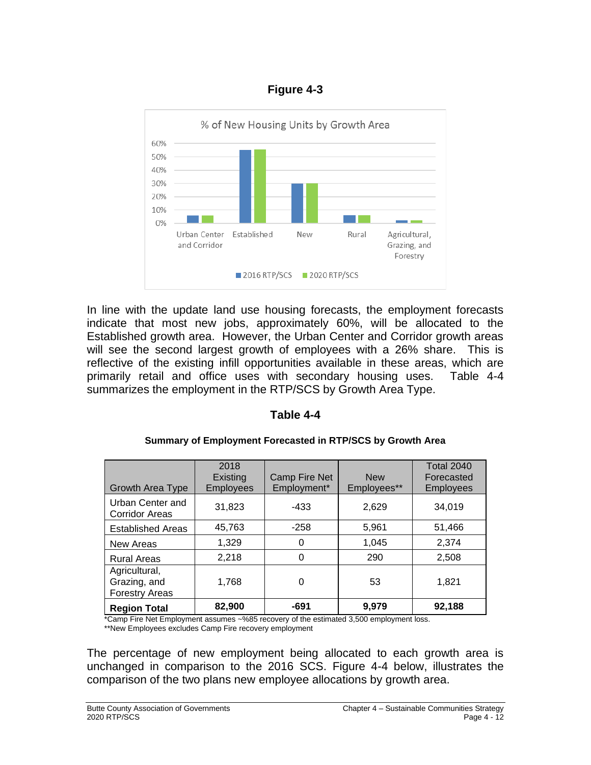**Figure 4-3**

In line with the update land use housing forecasts, the employment forecasts indicate that most new jobs, approximately 60%, will be allocated to the Established growth area. However, the Urban Center and Corridor growth areas will see the second largest growth of employees with a 26% share. This is reflective of the existing infill opportunities available in these areas, which are primarily retail and office uses with secondary housing uses. Table 4-4 summarizes the employment in the RTP/SCS by Growth Area Type.

**Table 4-4**

**Summary of Employment Forecasted in RTP/SCS by Growth Area**

| Growth Area Type | 2018 Existing Employees | Camp Fire Net Employment* | New Employees** | Total 2040 Forecasted Employees |
|---|---|---|---|---|
| Urban Center and Corridor Areas | 31,823 | -433 | 2,629 | 34,019 |
| Established Areas | 45,763 | -258 | 5,961 | 51,466 |
| New Areas | 1,329 | 0 | 1,045 | 2,374 |
| Rural Areas | 2,218 | 0 | 290 | 2,508 |
| Agricultural, Grazing, and Forestry Areas | 1,768 | 0 | 53 | 1,821 |
| **Region Total** | **82,900** | **-691** | **9,979** | **92,188** |

*Camp Fire Net Employment assumes ~%85 recovery of the estimated 3,500 employment loss.
**New Employees excludes Camp Fire recovery employment

The percentage of new employment being allocated to each growth area is unchanged in comparison to the 2016 SCS. Figure 4-4 below, illustrates the comparison of the two plans new employee allocations by growth area.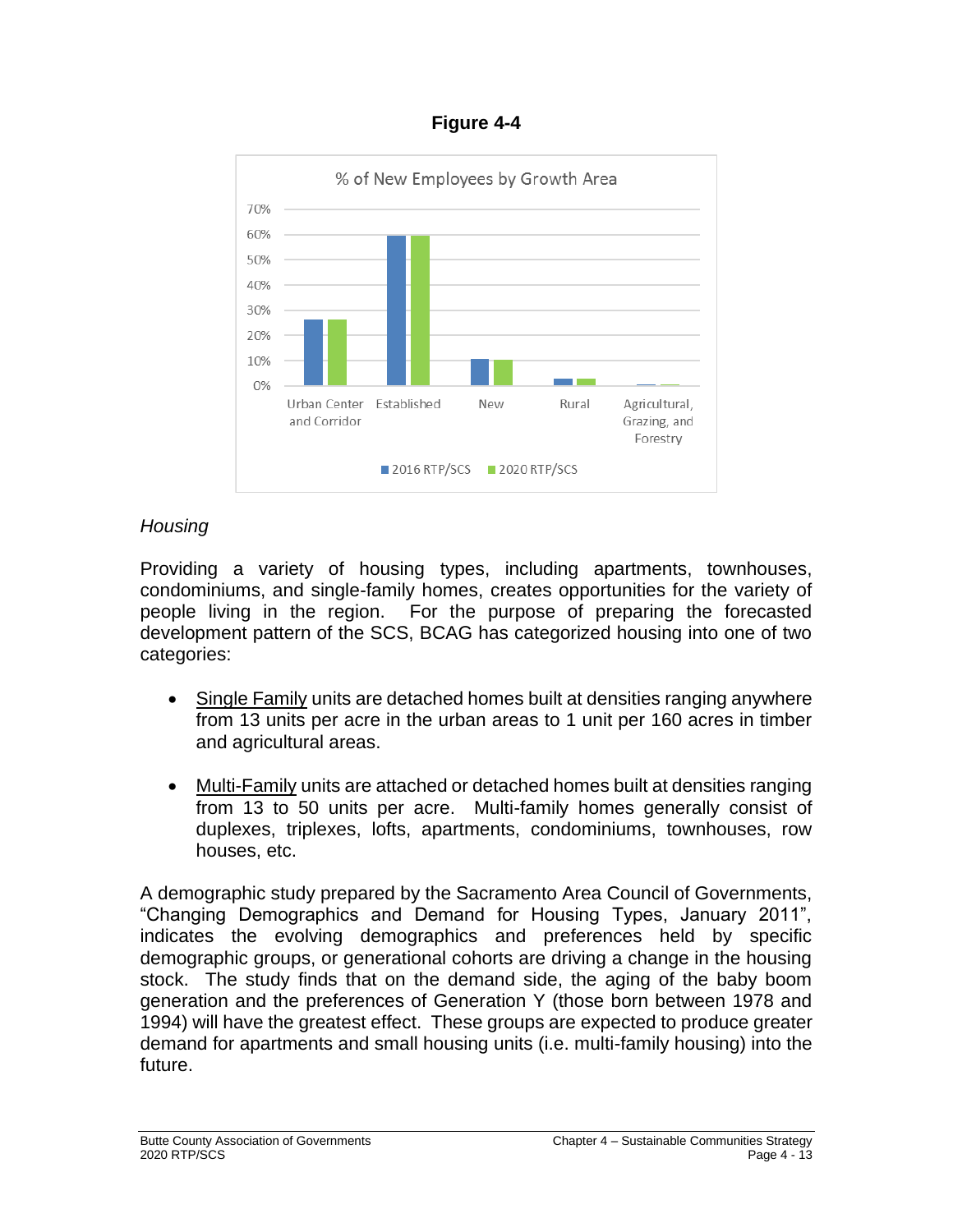**Figure 4-4**

% of New Employees by Growth Area

| Growth Area | 2016 RTP/SCS | 2020 RTP/SCS |
|---|---|---|
| Urban Center and Corridor | | |
| Established | | |
| New | | |
| Rural | | |
| Agricultural, Grazing, and Forestry | | |

### *Housing*

Providing a variety of housing types, including apartments, townhouses, condominiums, and single-family homes, creates opportunities for the variety of people living in the region. For the purpose of preparing the forecasted development pattern of the SCS, BCAG has categorized housing into one of two categories:

- Single Family units are detached homes built at densities ranging anywhere from 13 units per acre in the urban areas to 1 unit per 160 acres in timber and agricultural areas.
- Multi-Family units are attached or detached homes built at densities ranging from 13 to 50 units per acre. Multi-family homes generally consist of duplexes, triplexes, lofts, apartments, condominiums, townhouses, row houses, etc.

A demographic study prepared by the Sacramento Area Council of Governments, "Changing Demographics and Demand for Housing Types, January 2011", indicates the evolving demographics and preferences held by specific demographic groups, or generational cohorts are driving a change in the housing stock. The study finds that on the demand side, the aging of the baby boom generation and the preferences of Generation Y (those born between 1978 and 1994) will have the greatest effect. These groups are expected to produce greater demand for apartments and small housing units (i.e. multi-family housing) into the future.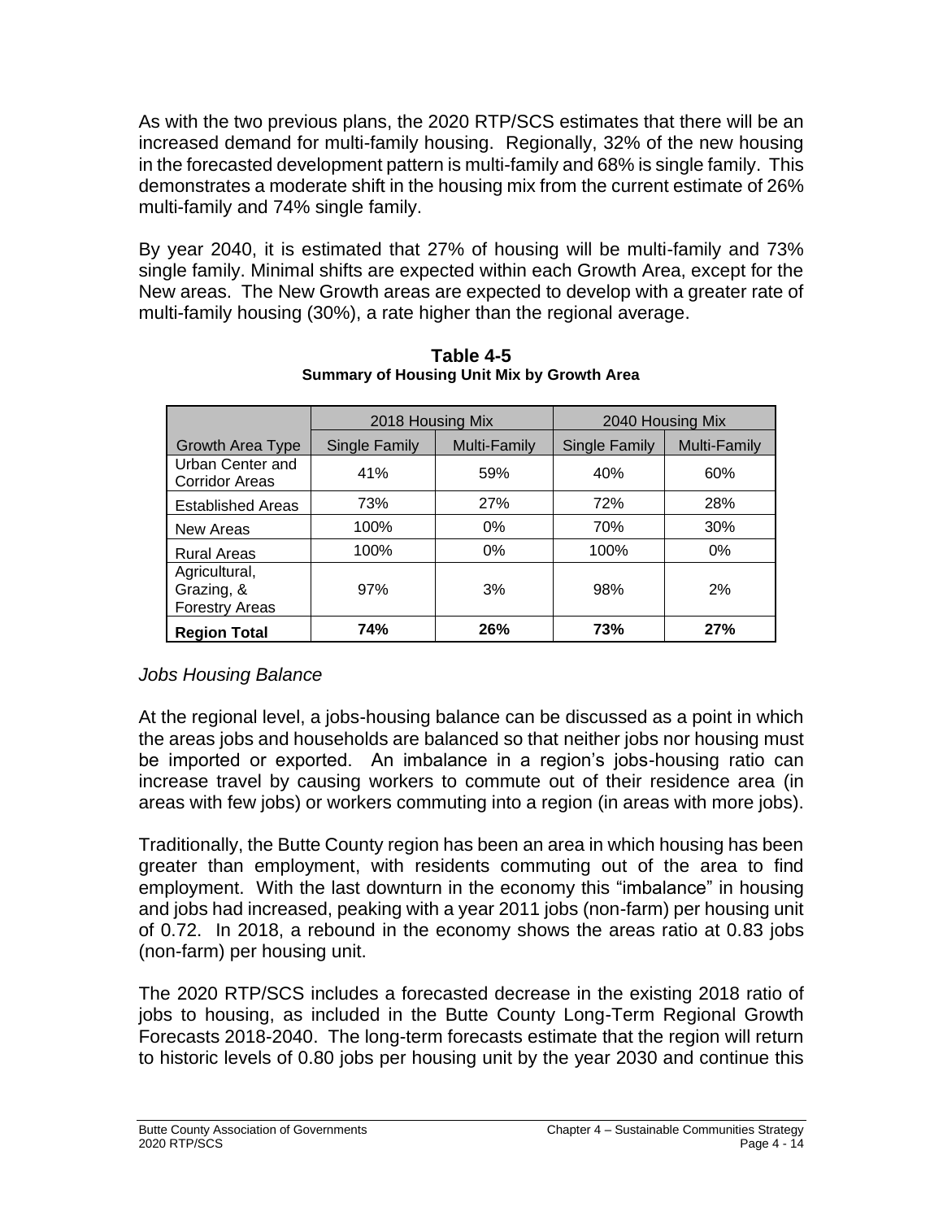As with the two previous plans, the 2020 RTP/SCS estimates that there will be an increased demand for multi-family housing. Regionally, 32% of the new housing in the forecasted development pattern is multi-family and 68% is single family. This demonstrates a moderate shift in the housing mix from the current estimate of 26% multi-family and 74% single family.

By year 2040, it is estimated that 27% of housing will be multi-family and 73% single family. Minimal shifts are expected within each Growth Area, except for the New areas. The New Growth areas are expected to develop with a greater rate of multi-family housing (30%), a rate higher than the regional average.

**Table 4-5**
**Summary of Housing Unit Mix by Growth Area**

| | 2018 Housing Mix | | 2040 Housing Mix | |
|---|---|---|---|---|
| Growth Area Type | Single Family | Multi-Family | Single Family | Multi-Family |
| Urban Center and Corridor Areas | 41% | 59% | 40% | 60% |
| Established Areas | 73% | 27% | 72% | 28% |
| New Areas | 100% | 0% | 70% | 30% |
| Rural Areas | 100% | 0% | 100% | 0% |
| Agricultural, Grazing, & Forestry Areas | 97% | 3% | 98% | 2% |
| **Region Total** | **74%** | **26%** | **73%** | **27%** |

*Jobs Housing Balance*

At the regional level, a jobs-housing balance can be discussed as a point in which the areas jobs and households are balanced so that neither jobs nor housing must be imported or exported. An imbalance in a region's jobs-housing ratio can increase travel by causing workers to commute out of their residence area (in areas with few jobs) or workers commuting into a region (in areas with more jobs).

Traditionally, the Butte County region has been an area in which housing has been greater than employment, with residents commuting out of the area to find employment. With the last downturn in the economy this "imbalance" in housing and jobs had increased, peaking with a year 2011 jobs (non-farm) per housing unit of 0.72. In 2018, a rebound in the economy shows the areas ratio at 0.83 jobs (non-farm) per housing unit.

The 2020 RTP/SCS includes a forecasted decrease in the existing 2018 ratio of jobs to housing, as included in the Butte County Long-Term Regional Growth Forecasts 2018-2040. The long-term forecasts estimate that the region will return to historic levels of 0.80 jobs per housing unit by the year 2030 and continue this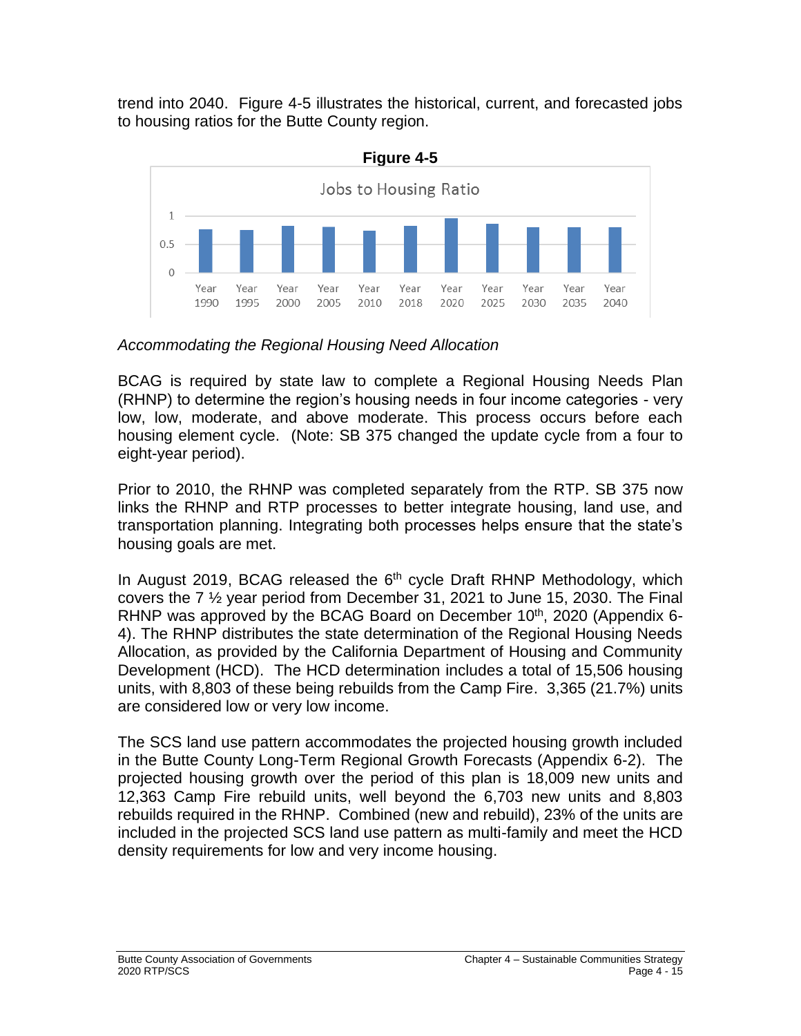trend into 2040. Figure 4-5 illustrates the historical, current, and forecasted jobs to housing ratios for the Butte County region.

**Figure 4-5**

*Accommodating the Regional Housing Need Allocation*

BCAG is required by state law to complete a Regional Housing Needs Plan (RHNP) to determine the region's housing needs in four income categories - very low, low, moderate, and above moderate. This process occurs before each housing element cycle. (Note: SB 375 changed the update cycle from a four to eight-year period).

Prior to 2010, the RHNP was completed separately from the RTP. SB 375 now links the RHNP and RTP processes to better integrate housing, land use, and transportation planning. Integrating both processes helps ensure that the state's housing goals are met.

In August 2019, BCAG released the 6th cycle Draft RHNP Methodology, which covers the 7 ½ year period from December 31, 2021 to June 15, 2030. The Final RHNP was approved by the BCAG Board on December 10th, 2020 (Appendix 6-4). The RHNP distributes the state determination of the Regional Housing Needs Allocation, as provided by the California Department of Housing and Community Development (HCD). The HCD determination includes a total of 15,506 housing units, with 8,803 of these being rebuilds from the Camp Fire. 3,365 (21.7%) units are considered low or very low income.

The SCS land use pattern accommodates the projected housing growth included in the Butte County Long-Term Regional Growth Forecasts (Appendix 6-2). The projected housing growth over the period of this plan is 18,009 new units and 12,363 Camp Fire rebuild units, well beyond the 6,703 new units and 8,803 rebuilds required in the RHNP. Combined (new and rebuild), 23% of the units are included in the projected SCS land use pattern as multi-family and meet the HCD density requirements for low and very income housing.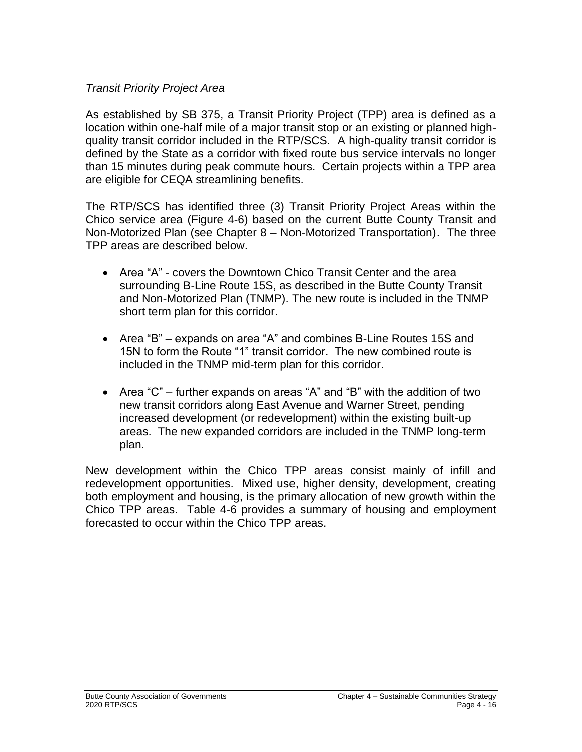*Transit Priority Project Area*

As established by SB 375, a Transit Priority Project (TPP) area is defined as a location within one-half mile of a major transit stop or an existing or planned high-quality transit corridor included in the RTP/SCS. A high-quality transit corridor is defined by the State as a corridor with fixed route bus service intervals no longer than 15 minutes during peak commute hours. Certain projects within a TPP area are eligible for CEQA streamlining benefits.

The RTP/SCS has identified three (3) Transit Priority Project Areas within the Chico service area (Figure 4-6) based on the current Butte County Transit and Non-Motorized Plan (see Chapter 8 – Non-Motorized Transportation). The three TPP areas are described below.

- Area "A" - covers the Downtown Chico Transit Center and the area surrounding B-Line Route 15S, as described in the Butte County Transit and Non-Motorized Plan (TNMP). The new route is included in the TNMP short term plan for this corridor.
- Area "B" – expands on area "A" and combines B-Line Routes 15S and 15N to form the Route "1" transit corridor. The new combined route is included in the TNMP mid-term plan for this corridor.
- Area "C" – further expands on areas "A" and "B" with the addition of two new transit corridors along East Avenue and Warner Street, pending increased development (or redevelopment) within the existing built-up areas. The new expanded corridors are included in the TNMP long-term plan.

New development within the Chico TPP areas consist mainly of infill and redevelopment opportunities. Mixed use, higher density, development, creating both employment and housing, is the primary allocation of new growth within the Chico TPP areas. Table 4-6 provides a summary of housing and employment forecasted to occur within the Chico TPP areas.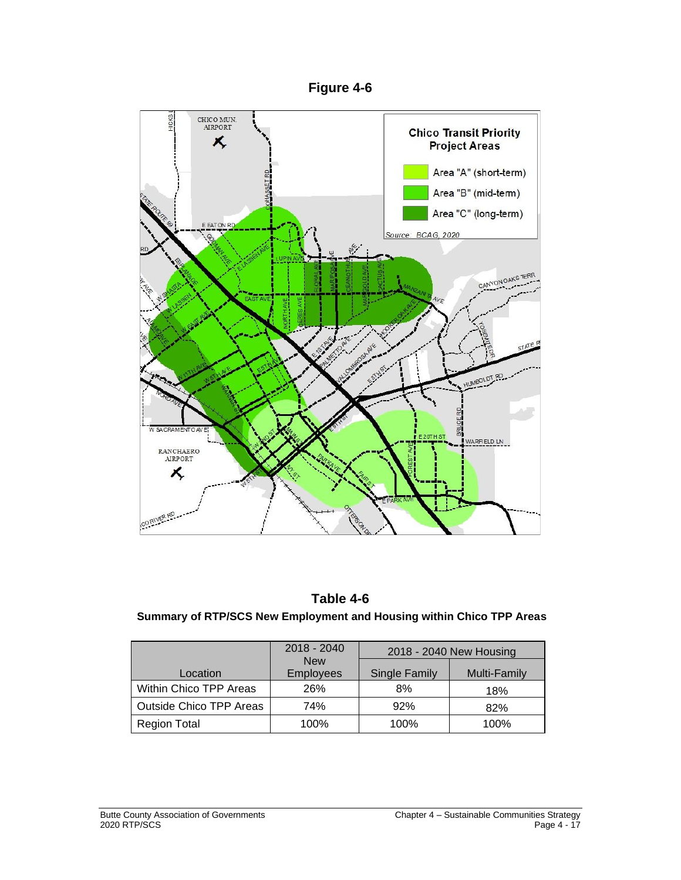**Figure 4-6**

**Table 4-6**

**Summary of RTP/SCS New Employment and Housing within Chico TPP Areas**

| Location | 2018 - 2040 New Employees | 2018 - 2040 New Housing | |
|---|---|---|---|
| | | Single Family | Multi-Family |
| Within Chico TPP Areas | 26% | 8% | 18% |
| Outside Chico TPP Areas | 74% | 92% | 82% |
| Region Total | 100% | 100% | 100% |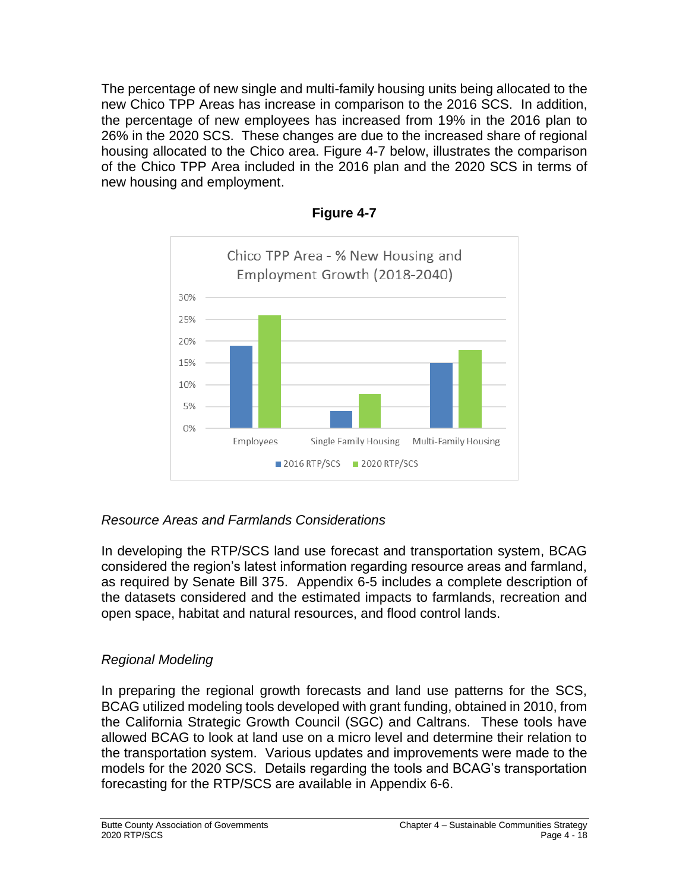The percentage of new single and multi-family housing units being allocated to the new Chico TPP Areas has increase in comparison to the 2016 SCS. In addition, the percentage of new employees has increased from 19% in the 2016 plan to 26% in the 2020 SCS. These changes are due to the increased share of regional housing allocated to the Chico area. Figure 4-7 below, illustrates the comparison of the Chico TPP Area included in the 2016 plan and the 2020 SCS in terms of new housing and employment.

**Figure 4-7**

Chico TPP Area - % New Housing and Employment Growth (2018-2040)

| | 2016 RTP/SCS | 2020 RTP/SCS |
|---|---|---|
| Employees | 19% | 26% |
| Single Family Housing | 4% | 8% |
| Multi-Family Housing | 15% | 18% |

*Resource Areas and Farmlands Considerations*

In developing the RTP/SCS land use forecast and transportation system, BCAG considered the region's latest information regarding resource areas and farmland, as required by Senate Bill 375. Appendix 6-5 includes a complete description of the datasets considered and the estimated impacts to farmlands, recreation and open space, habitat and natural resources, and flood control lands.

*Regional Modeling*

In preparing the regional growth forecasts and land use patterns for the SCS, BCAG utilized modeling tools developed with grant funding, obtained in 2010, from the California Strategic Growth Council (SGC) and Caltrans. These tools have allowed BCAG to look at land use on a micro level and determine their relation to the transportation system. Various updates and improvements were made to the models for the 2020 SCS. Details regarding the tools and BCAG's transportation forecasting for the RTP/SCS are available in Appendix 6-6.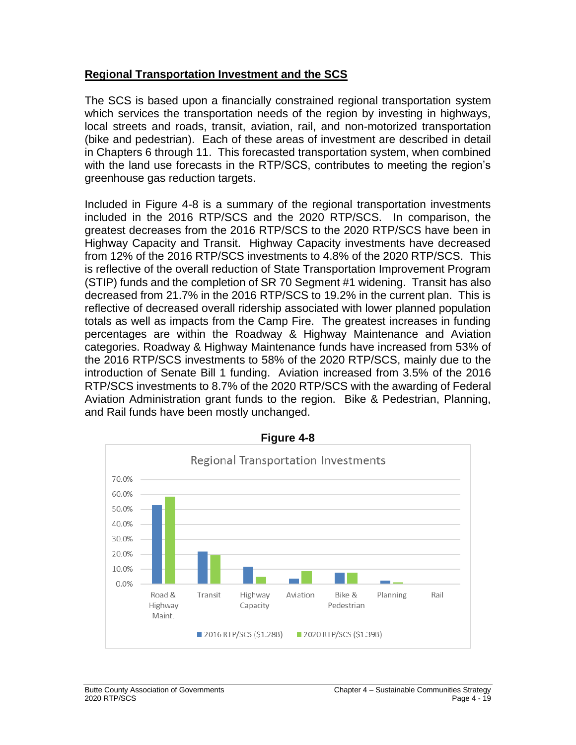## Regional Transportation Investment and the SCS

The SCS is based upon a financially constrained regional transportation system which services the transportation needs of the region by investing in highways, local streets and roads, transit, aviation, rail, and non-motorized transportation (bike and pedestrian). Each of these areas of investment are described in detail in Chapters 6 through 11. This forecasted transportation system, when combined with the land use forecasts in the RTP/SCS, contributes to meeting the region's greenhouse gas reduction targets.

Included in Figure 4-8 is a summary of the regional transportation investments included in the 2016 RTP/SCS and the 2020 RTP/SCS. In comparison, the greatest decreases from the 2016 RTP/SCS to the 2020 RTP/SCS have been in Highway Capacity and Transit. Highway Capacity investments have decreased from 12% of the 2016 RTP/SCS investments to 4.8% of the 2020 RTP/SCS. This is reflective of the overall reduction of State Transportation Improvement Program (STIP) funds and the completion of SR 70 Segment #1 widening. Transit has also decreased from 21.7% in the 2016 RTP/SCS to 19.2% in the current plan. This is reflective of decreased overall ridership associated with lower planned population totals as well as impacts from the Camp Fire. The greatest increases in funding percentages are within the Roadway & Highway Maintenance and Aviation categories. Roadway & Highway Maintenance funds have increased from 53% of the 2016 RTP/SCS investments to 58% of the 2020 RTP/SCS, mainly due to the introduction of Senate Bill 1 funding. Aviation increased from 3.5% of the 2016 RTP/SCS investments to 8.7% of the 2020 RTP/SCS with the awarding of Federal Aviation Administration grant funds to the region. Bike & Pedestrian, Planning, and Rail funds have been mostly unchanged.

**Figure 4-8**

Regional Transportation Investments

Categories: Road & Highway Maint., Transit, Highway Capacity, Aviation, Bike & Pedestrian, Planning, Rail

Legend: 2016 RTP/SCS ($1.28B), 2020 RTP/SCS ($1.39B)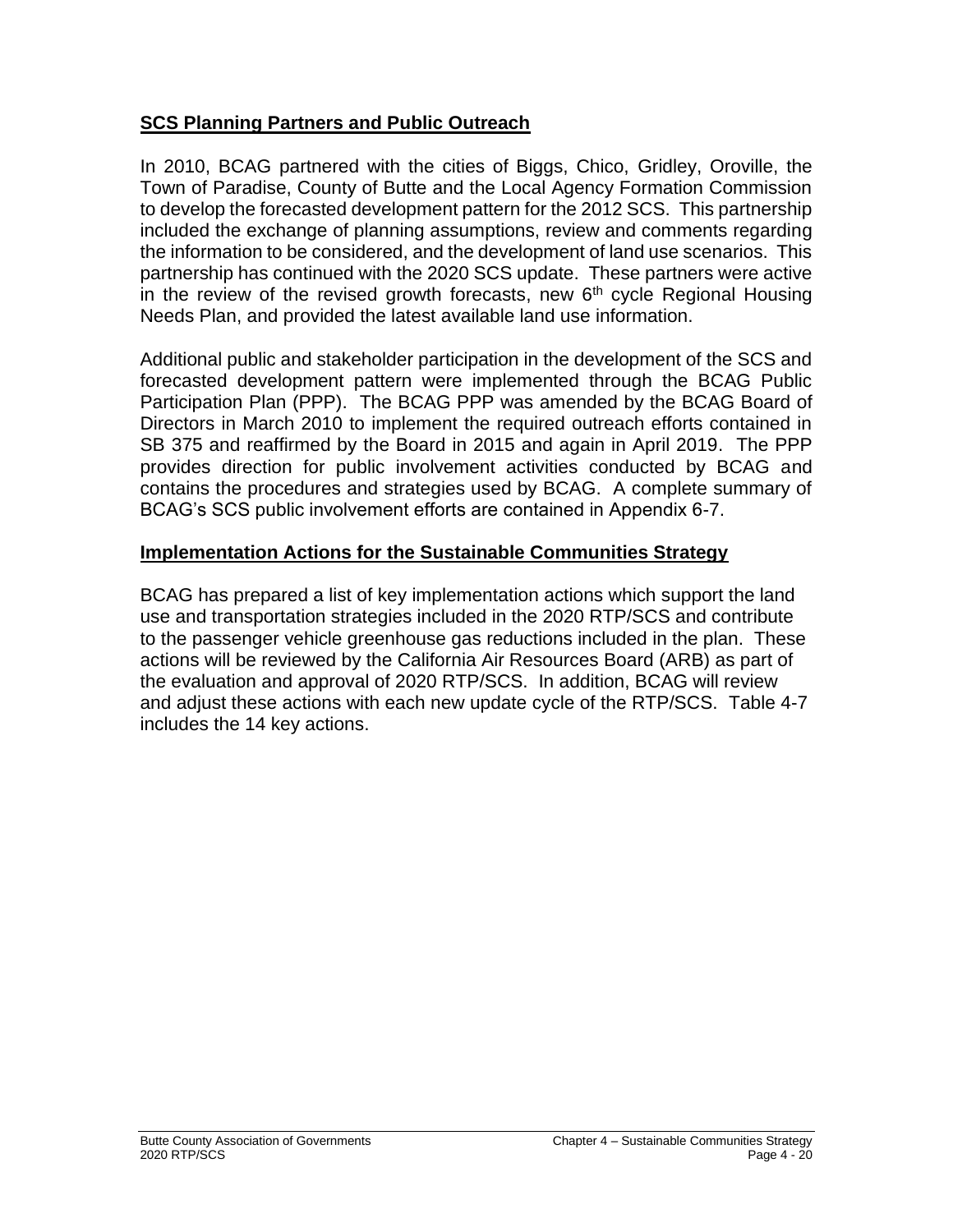## SCS Planning Partners and Public Outreach

In 2010, BCAG partnered with the cities of Biggs, Chico, Gridley, Oroville, the Town of Paradise, County of Butte and the Local Agency Formation Commission to develop the forecasted development pattern for the 2012 SCS. This partnership included the exchange of planning assumptions, review and comments regarding the information to be considered, and the development of land use scenarios. This partnership has continued with the 2020 SCS update. These partners were active in the review of the revised growth forecasts, new 6th cycle Regional Housing Needs Plan, and provided the latest available land use information.

Additional public and stakeholder participation in the development of the SCS and forecasted development pattern were implemented through the BCAG Public Participation Plan (PPP). The BCAG PPP was amended by the BCAG Board of Directors in March 2010 to implement the required outreach efforts contained in SB 375 and reaffirmed by the Board in 2015 and again in April 2019. The PPP provides direction for public involvement activities conducted by BCAG and contains the procedures and strategies used by BCAG. A complete summary of BCAG's SCS public involvement efforts are contained in Appendix 6-7.

## Implementation Actions for the Sustainable Communities Strategy

BCAG has prepared a list of key implementation actions which support the land use and transportation strategies included in the 2020 RTP/SCS and contribute to the passenger vehicle greenhouse gas reductions included in the plan. These actions will be reviewed by the California Air Resources Board (ARB) as part of the evaluation and approval of 2020 RTP/SCS. In addition, BCAG will review and adjust these actions with each new update cycle of the RTP/SCS. Table 4-7 includes the 14 key actions.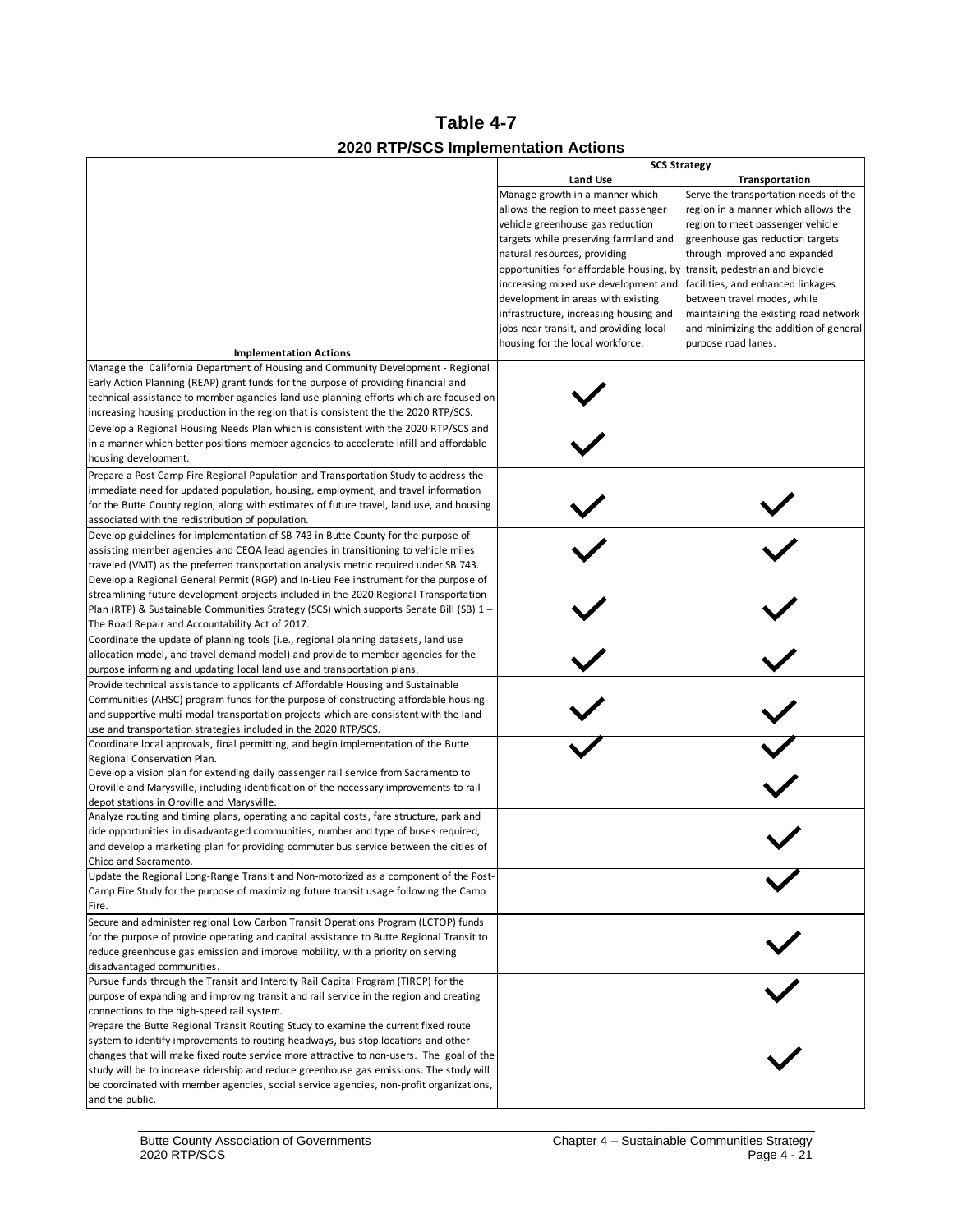# Table 4-7

## 2020 RTP/SCS Implementation Actions

| Implementation Actions | SCS Strategy | |
|---|---|---|
| | Land Use | Transportation |
| | Manage growth in a manner which allows the region to meet passenger vehicle greenhouse gas reduction targets while preserving farmland and natural resources, providing opportunities for affordable housing, by increasing mixed use development and development in areas with existing infrastructure, increasing housing and jobs near transit, and providing local housing for the local workforce. | Serve the transportation needs of the region in a manner which allows the region to meet passenger vehicle greenhouse gas reduction targets through improved and expanded transit, pedestrian and bicycle facilities, and enhanced linkages between travel modes, while maintaining the existing road network and minimizing the addition of general-purpose road lanes. |
| Manage the California Department of Housing and Community Development - Regional Early Action Planning (REAP) grant funds for the purpose of providing financial and technical assistance to member agancies land use planning efforts which are focused on increasing housing production in the region that is consistent the the 2020 RTP/SCS. | ✓ | |
| Develop a Regional Housing Needs Plan which is consistent with the 2020 RTP/SCS and in a manner which better positions member agencies to accelerate infill and affordable housing development. | ✓ | |
| Prepare a Post Camp Fire Regional Population and Transportation Study to address the immediate need for updated population, housing, employment, and travel information for the Butte County region, along with estimates of future travel, land use, and housing associated with the redistribution of population. | ✓ | ✓ |
| Develop guidelines for implementation of SB 743 in Butte County for the purpose of assisting member agencies and CEQA lead agencies in transitioning to vehicle miles traveled (VMT) as the preferred transportation analysis metric required under SB 743. | ✓ | ✓ |
| Develop a Regional General Permit (RGP) and In-Lieu Fee instrument for the purpose of streamlining future development projects included in the 2020 Regional Transportation Plan (RTP) & Sustainable Communities Strategy (SCS) which supports Senate Bill (SB) 1 – The Road Repair and Accountability Act of 2017. | ✓ | ✓ |
| Coordinate the update of planning tools (i.e., regional planning datasets, land use allocation model, and travel demand model) and provide to member agencies for the purpose informing and updating local land use and transportation plans. | ✓ | ✓ |
| Provide technical assistance to applicants of Affordable Housing and Sustainable Communities (AHSC) program funds for the purpose of constructing affordable housing and supportive multi-modal transportation projects which are consistent with the land use and transportation strategies included in the 2020 RTP/SCS. | ✓ | ✓ |
| Coordinate local approvals, final permitting, and begin implementation of the Butte Regional Conservation Plan. | ✓ | ✓ |
| Develop a vision plan for extending daily passenger rail service from Sacramento to Oroville and Marysville, including identification of the necessary improvements to rail depot stations in Oroville and Marysville. | | ✓ |
| Analyze routing and timing plans, operating and capital costs, fare structure, park and ride opportunities in disadvantaged communities, number and type of buses required, and develop a marketing plan for providing commuter bus service between the cities of Chico and Sacramento. | | ✓ |
| Update the Regional Long-Range Transit and Non-motorized as a component of the Post-Camp Fire Study for the purpose of maximizing future transit usage following the Camp Fire. | | ✓ |
| Secure and administer regional Low Carbon Transit Operations Program (LCTOP) funds for the purpose of provide operating and capital assistance to Butte Regional Transit to reduce greenhouse gas emission and improve mobility, with a priority on serving disadvantaged communities. | | ✓ |
| Pursue funds through the Transit and Intercity Rail Capital Program (TIRCP) for the purpose of expanding and improving transit and rail service in the region and creating connections to the high-speed rail system. | | ✓ |
| Prepare the Butte Regional Transit Routing Study to examine the current fixed route system to identify improvements to routing headways, bus stop locations and other changes that will make fixed route service more attractive to non-users. The goal of the study will be to increase ridership and reduce greenhouse gas emissions. The study will be coordinated with member agencies, social service agencies, non-profit organizations, and the public. | | ✓ |